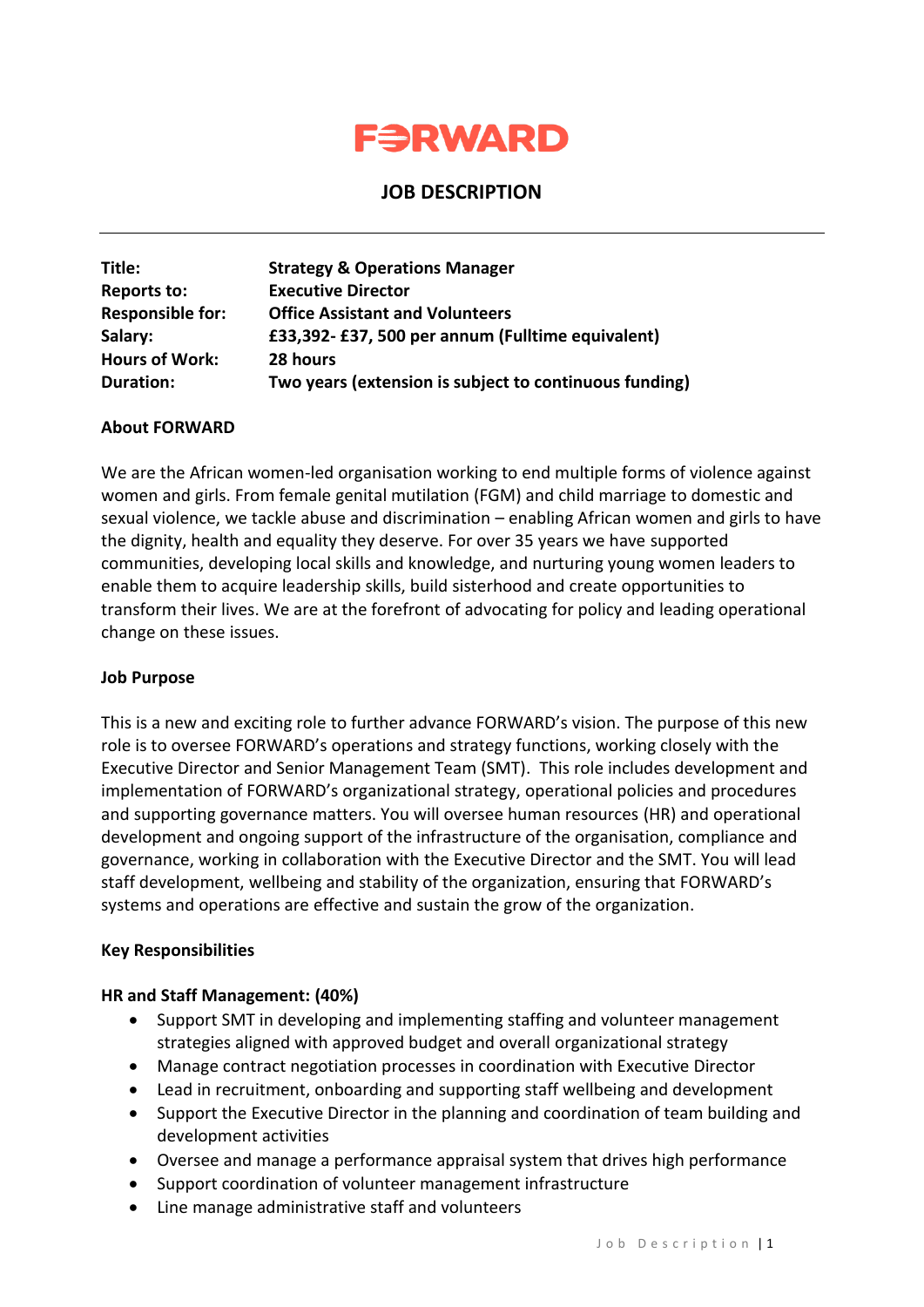# FORWARD

## JOB DESCRIPTION

---

| | |
|---|---|
| **Title:** | **Strategy & Operations Manager** |
| **Reports to:** | **Executive Director** |
| **Responsible for:** | **Office Assistant and Volunteers** |
| **Salary:** | **£33,392- £37, 500 per annum (Fulltime equivalent)** |
| **Hours of Work:** | **28 hours** |
| **Duration:** | **Two years (extension is subject to continuous funding)** |

**About FORWARD**

We are the African women-led organisation working to end multiple forms of violence against women and girls. From female genital mutilation (FGM) and child marriage to domestic and sexual violence, we tackle abuse and discrimination – enabling African women and girls to have the dignity, health and equality they deserve. For over 35 years we have supported communities, developing local skills and knowledge, and nurturing young women leaders to enable them to acquire leadership skills, build sisterhood and create opportunities to transform their lives. We are at the forefront of advocating for policy and leading operational change on these issues.

**Job Purpose**

This is a new and exciting role to further advance FORWARD's vision. The purpose of this new role is to oversee FORWARD's operations and strategy functions, working closely with the Executive Director and Senior Management Team (SMT). This role includes development and implementation of FORWARD's organizational strategy, operational policies and procedures and supporting governance matters. You will oversee human resources (HR) and operational development and ongoing support of the infrastructure of the organisation, compliance and governance, working in collaboration with the Executive Director and the SMT. You will lead staff development, wellbeing and stability of the organization, ensuring that FORWARD's systems and operations are effective and sustain the grow of the organization.

**Key Responsibilities**

**HR and Staff Management: (40%)**

- Support SMT in developing and implementing staffing and volunteer management strategies aligned with approved budget and overall organizational strategy
- Manage contract negotiation processes in coordination with Executive Director
- Lead in recruitment, onboarding and supporting staff wellbeing and development
- Support the Executive Director in the planning and coordination of team building and development activities
- Oversee and manage a performance appraisal system that drives high performance
- Support coordination of volunteer management infrastructure
- Line manage administrative staff and volunteers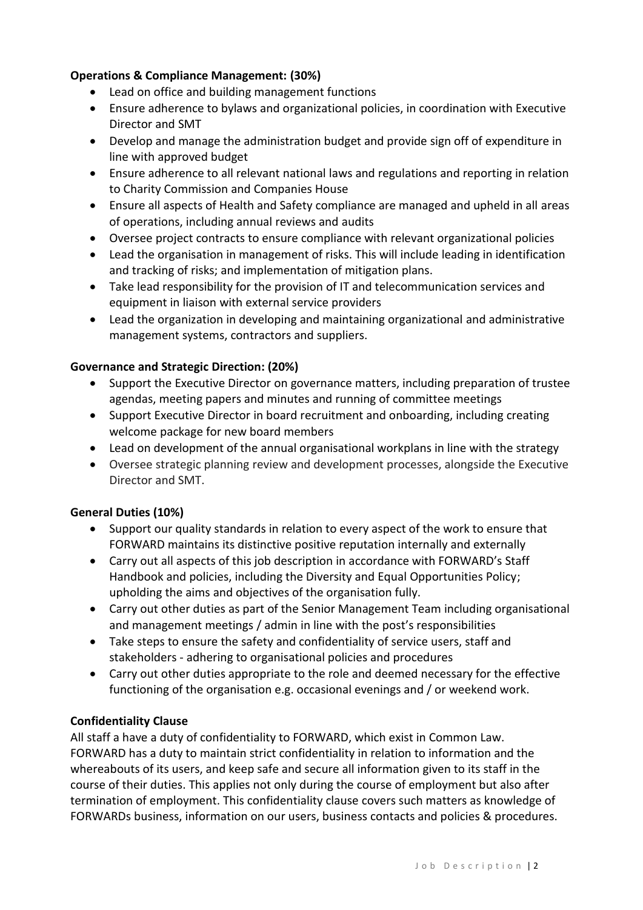**Operations & Compliance Management: (30%)**

- Lead on office and building management functions
- Ensure adherence to bylaws and organizational policies, in coordination with Executive Director and SMT
- Develop and manage the administration budget and provide sign off of expenditure in line with approved budget
- Ensure adherence to all relevant national laws and regulations and reporting in relation to Charity Commission and Companies House
- Ensure all aspects of Health and Safety compliance are managed and upheld in all areas of operations, including annual reviews and audits
- Oversee project contracts to ensure compliance with relevant organizational policies
- Lead the organisation in management of risks. This will include leading in identification and tracking of risks; and implementation of mitigation plans.
- Take lead responsibility for the provision of IT and telecommunication services and equipment in liaison with external service providers
- Lead the organization in developing and maintaining organizational and administrative management systems, contractors and suppliers.

**Governance and Strategic Direction: (20%)**

- Support the Executive Director on governance matters, including preparation of trustee agendas, meeting papers and minutes and running of committee meetings
- Support Executive Director in board recruitment and onboarding, including creating welcome package for new board members
- Lead on development of the annual organisational workplans in line with the strategy
- Oversee strategic planning review and development processes, alongside the Executive Director and SMT.

**General Duties (10%)**

- Support our quality standards in relation to every aspect of the work to ensure that FORWARD maintains its distinctive positive reputation internally and externally
- Carry out all aspects of this job description in accordance with FORWARD's Staff Handbook and policies, including the Diversity and Equal Opportunities Policy; upholding the aims and objectives of the organisation fully.
- Carry out other duties as part of the Senior Management Team including organisational and management meetings / admin in line with the post's responsibilities
- Take steps to ensure the safety and confidentiality of service users, staff and stakeholders - adhering to organisational policies and procedures
- Carry out other duties appropriate to the role and deemed necessary for the effective functioning of the organisation e.g. occasional evenings and / or weekend work.

**Confidentiality Clause**

All staff a have a duty of confidentiality to FORWARD, which exist in Common Law. FORWARD has a duty to maintain strict confidentiality in relation to information and the whereabouts of its users, and keep safe and secure all information given to its staff in the course of their duties. This applies not only during the course of employment but also after termination of employment. This confidentiality clause covers such matters as knowledge of FORWARDs business, information on our users, business contacts and policies & procedures.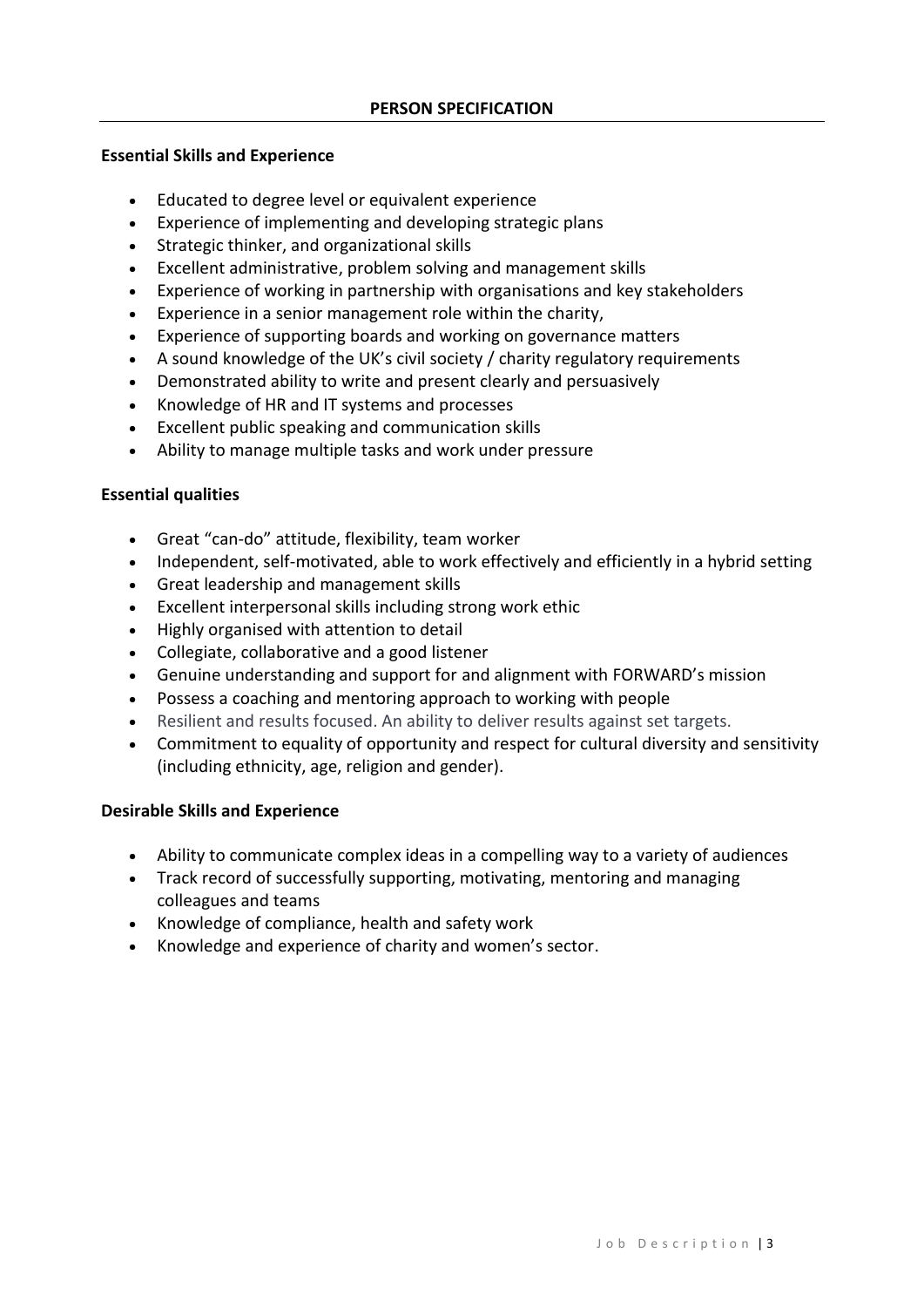## PERSON SPECIFICATION

**Essential Skills and Experience**

- Educated to degree level or equivalent experience
- Experience of implementing and developing strategic plans
- Strategic thinker, and organizational skills
- Excellent administrative, problem solving and management skills
- Experience of working in partnership with organisations and key stakeholders
- Experience in a senior management role within the charity,
- Experience of supporting boards and working on governance matters
- A sound knowledge of the UK's civil society / charity regulatory requirements
- Demonstrated ability to write and present clearly and persuasively
- Knowledge of HR and IT systems and processes
- Excellent public speaking and communication skills
- Ability to manage multiple tasks and work under pressure

**Essential qualities**

- Great "can-do" attitude, flexibility, team worker
- Independent, self-motivated, able to work effectively and efficiently in a hybrid setting
- Great leadership and management skills
- Excellent interpersonal skills including strong work ethic
- Highly organised with attention to detail
- Collegiate, collaborative and a good listener
- Genuine understanding and support for and alignment with FORWARD's mission
- Possess a coaching and mentoring approach to working with people
- Resilient and results focused. An ability to deliver results against set targets.
- Commitment to equality of opportunity and respect for cultural diversity and sensitivity (including ethnicity, age, religion and gender).

**Desirable Skills and Experience**

- Ability to communicate complex ideas in a compelling way to a variety of audiences
- Track record of successfully supporting, motivating, mentoring and managing colleagues and teams
- Knowledge of compliance, health and safety work
- Knowledge and experience of charity and women's sector.